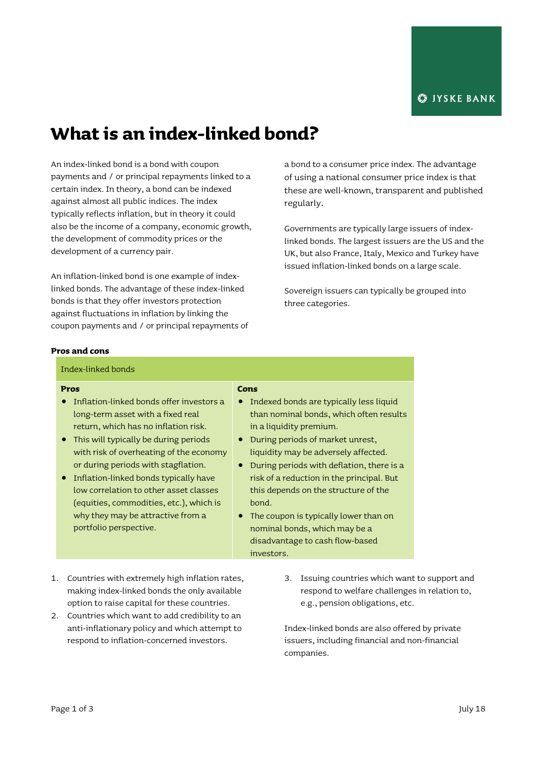# What is an index-linked bond?

An index-linked bond is a bond with coupon payments and / or principal repayments linked to a certain index. In theory, a bond can be indexed against almost all public indices. The index typically reflects inflation, but in theory it could also be the income of a company, economic growth, the development of commodity prices or the development of a currency pair.

An inflation-linked bond is one example of index-linked bonds. The advantage of these index-linked bonds is that they offer investors protection against fluctuations in inflation by linking the coupon payments and / or principal repayments of a bond to a consumer price index. The advantage of using a national consumer price index is that these are well-known, transparent and published regularly.

Governments are typically large issuers of index-linked bonds. The largest issuers are the US and the UK, but also France, Italy, Mexico and Turkey have issued inflation-linked bonds on a large scale.

Sovereign issuers can typically be grouped into three categories.

1. Countries with extremely high inflation rates, making index-linked bonds the only available option to raise capital for these countries.
2. Countries which want to add credibility to an anti-inflationary policy and which attempt to respond to inflation-concerned investors.
3. Issuing countries which want to support and respond to welfare challenges in relation to, e.g., pension obligations, etc.

Index-linked bonds are also offered by private issuers, including financial and non-financial companies.

**Pros and cons**

| Index-linked bonds | |
|---|---|
| **Pros** | **Cons** |
| • Inflation-linked bonds offer investors a long-term asset with a fixed real return, which has no inflation risk.<br>• This will typically be during periods with risk of overheating of the economy or during periods with stagflation.<br>• Inflation-linked bonds typically have low correlation to other asset classes (equities, commodities, etc.), which is why they may be attractive from a portfolio perspective. | • Indexed bonds are typically less liquid than nominal bonds, which often results in a liquidity premium.<br>• During periods of market unrest, liquidity may be adversely affected.<br>• During periods with deflation, there is a risk of a reduction in the principal. But this depends on the structure of the bond.<br>• The coupon is typically lower than on nominal bonds, which may be a disadvantage to cash flow-based investors. |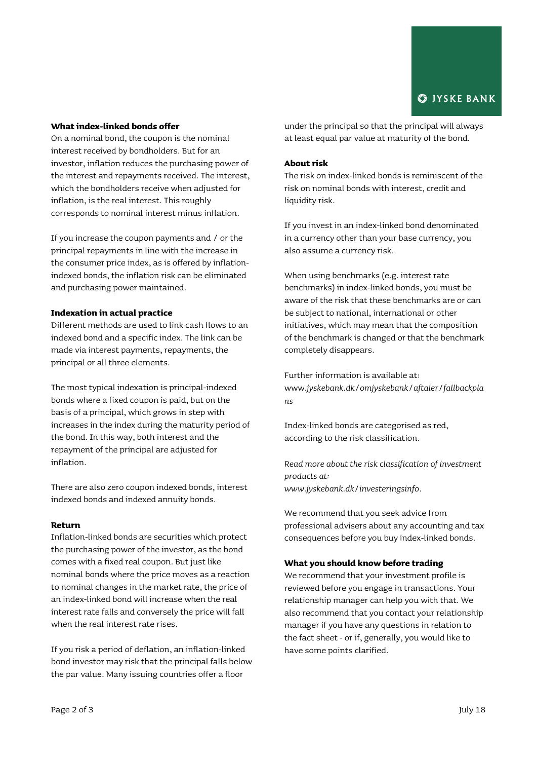**What index-linked bonds offer**

On a nominal bond, the coupon is the nominal interest received by bondholders. But for an investor, inflation reduces the purchasing power of the interest and repayments received. The interest, which the bondholders receive when adjusted for inflation, is the real interest. This roughly corresponds to nominal interest minus inflation.

If you increase the coupon payments and / or the principal repayments in line with the increase in the consumer price index, as is offered by inflation-indexed bonds, the inflation risk can be eliminated and purchasing power maintained.

**Indexation in actual practice**

Different methods are used to link cash flows to an indexed bond and a specific index. The link can be made via interest payments, repayments, the principal or all three elements.

The most typical indexation is principal-indexed bonds where a fixed coupon is paid, but on the basis of a principal, which grows in step with increases in the index during the maturity period of the bond. In this way, both interest and the repayment of the principal are adjusted for inflation.

There are also zero coupon indexed bonds, interest indexed bonds and indexed annuity bonds.

**Return**

Inflation-linked bonds are securities which protect the purchasing power of the investor, as the bond comes with a fixed real coupon. But just like nominal bonds where the price moves as a reaction to nominal changes in the market rate, the price of an index-linked bond will increase when the real interest rate falls and conversely the price will fall when the real interest rate rises.

If you risk a period of deflation, an inflation-linked bond investor may risk that the principal falls below the par value. Many issuing countries offer a floor under the principal so that the principal will always at least equal par value at maturity of the bond.

**About risk**

The risk on index-linked bonds is reminiscent of the risk on nominal bonds with interest, credit and liquidity risk.

If you invest in an index-linked bond denominated in a currency other than your base currency, you also assume a currency risk.

When using benchmarks (e.g. interest rate benchmarks) in index-linked bonds, you must be aware of the risk that these benchmarks are or can be subject to national, international or other initiatives, which may mean that the composition of the benchmark is changed or that the benchmark completely disappears.

Further information is available at:
www.*jyskebank.dk/omjyskebank/aftaler/fallbackplans*

Index-linked bonds are categorised as red, according to the risk classification.

*Read more about the risk classification of investment products at:*
*www.jyskebank.dk/investeringsinfo*.

We recommend that you seek advice from professional advisers about any accounting and tax consequences before you buy index-linked bonds.

**What you should know before trading**

We recommend that your investment profile is reviewed before you engage in transactions. Your relationship manager can help you with that. We also recommend that you contact your relationship manager if you have any questions in relation to the fact sheet - or if, generally, you would like to have some points clarified.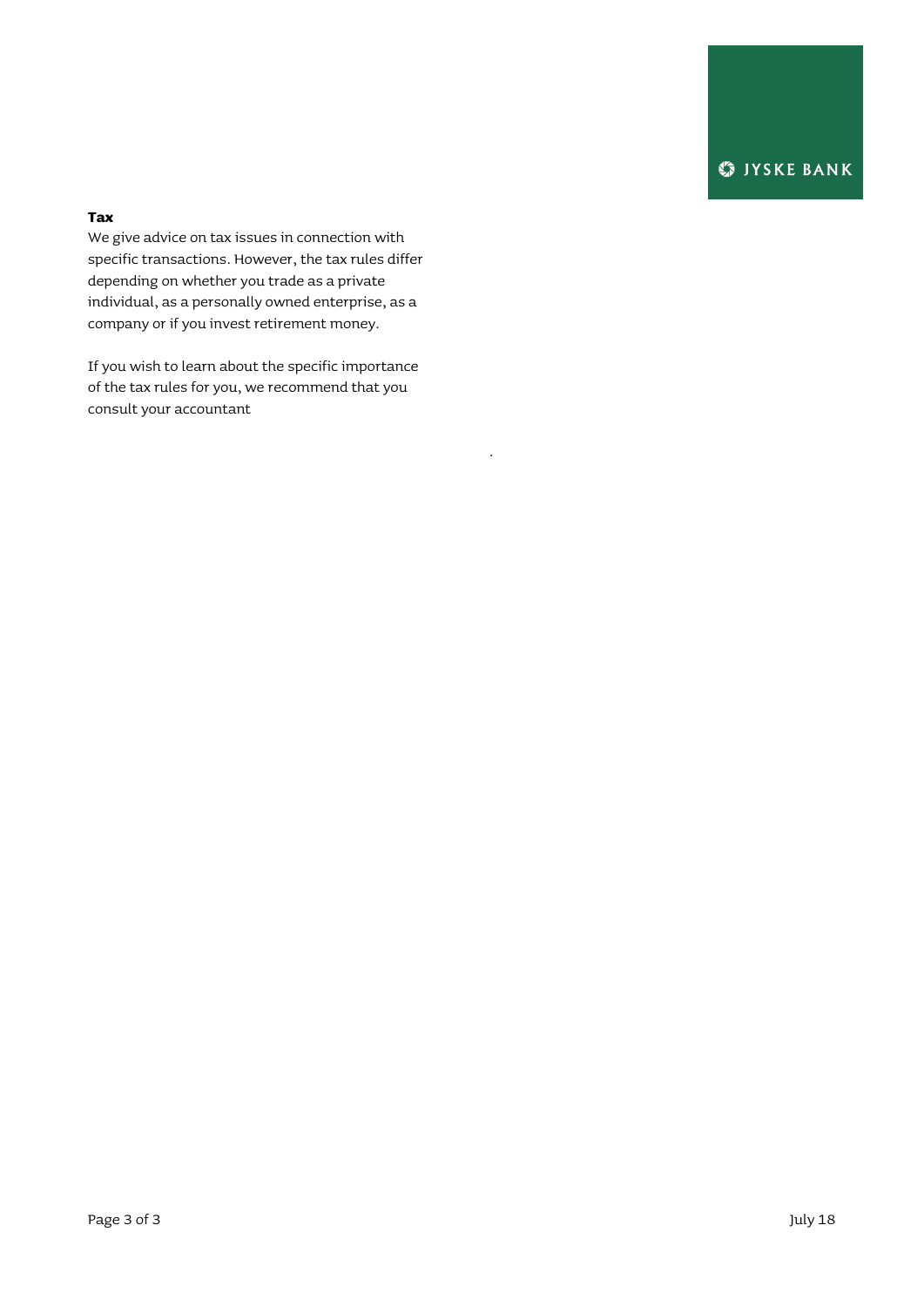**Tax**

We give advice on tax issues in connection with specific transactions. However, the tax rules differ depending on whether you trade as a private individual, as a personally owned enterprise, as a company or if you invest retirement money.

If you wish to learn about the specific importance of the tax rules for you, we recommend that you consult your accountant